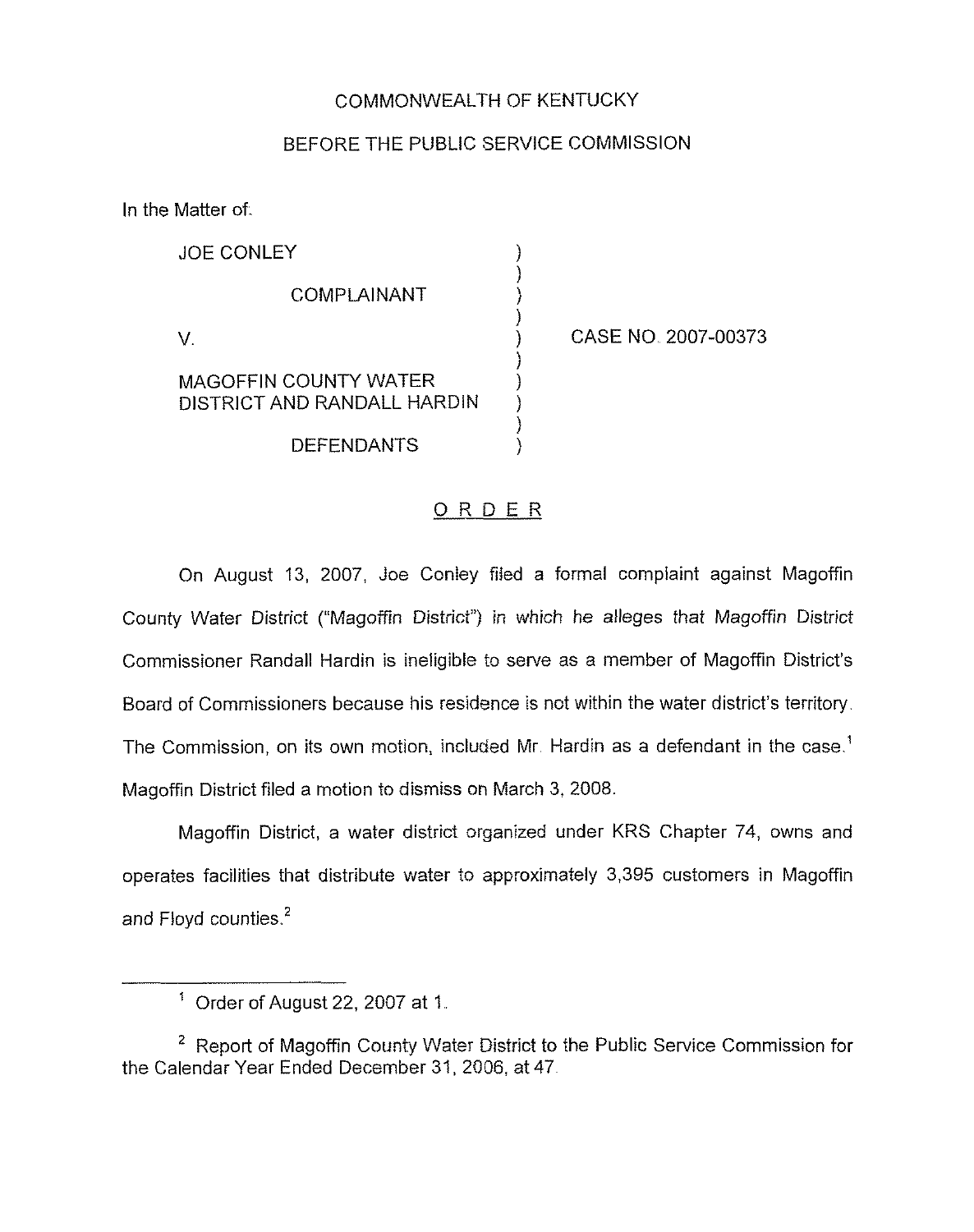COMMONWEALTH OF KENTUCKY

BEFORE THE PUBLIC SERVICE COMMISSION

In the Matter of:

| | | |
|---|---|---|
| JOE CONLEY | ) | |
| COMPLAINANT | ) | |
| V. | ) | CASE NO. 2007-00373 |
| MAGOFFIN COUNTY WATER DISTRICT AND RANDALL HARDIN | ) | |
| DEFENDANTS | ) | |

## O R D E R

On August 13, 2007, Joe Conley filed a formal complaint against Magoffin County Water District ("Magoffin District") in which he alleges that Magoffin District Commissioner Randall Hardin is ineligible to serve as a member of Magoffin District's Board of Commissioners because his residence is not within the water district's territory. The Commission, on its own motion, included Mr. Hardin as a defendant in the case.[1] Magoffin District filed a motion to dismiss on March 3, 2008.

Magoffin District, a water district organized under KRS Chapter 74, owns and operates facilities that distribute water to approximately 3,395 customers in Magoffin and Floyd counties.[2]

[1] Order of August 22, 2007 at 1.

[2] Report of Magoffin County Water District to the Public Service Commission for the Calendar Year Ended December 31, 2006, at 47.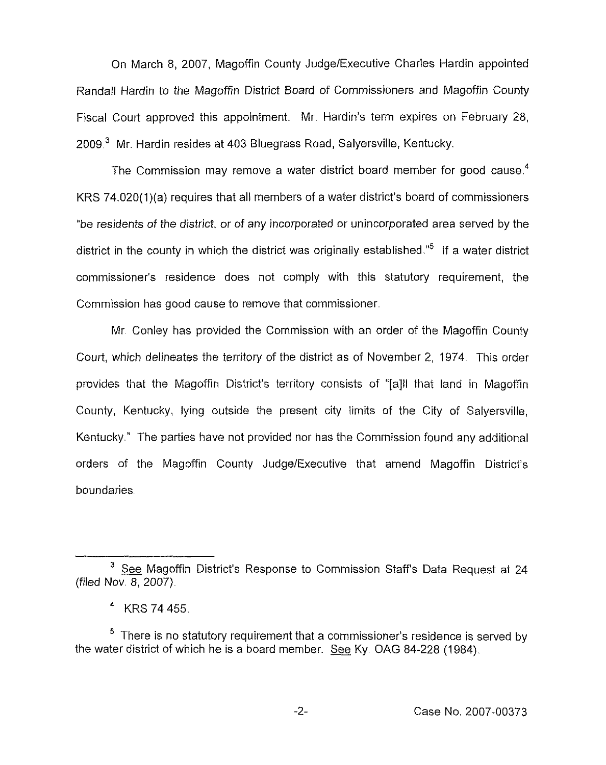On March 8, 2007, Magoffin County Judge/Executive Charles Hardin appointed Randall Hardin to the Magoffin District Board of Commissioners and Magoffin County Fiscal Court approved this appointment. Mr. Hardin's term expires on February 28, 2009.[3] Mr. Hardin resides at 403 Bluegrass Road, Salyersville, Kentucky.

The Commission may remove a water district board member for good cause.[4] KRS 74.020(1)(a) requires that all members of a water district's board of commissioners "be residents of the district, or of any incorporated or unincorporated area served by the district in the county in which the district was originally established."[5] If a water district commissioner's residence does not comply with this statutory requirement, the Commission has good cause to remove that commissioner.

Mr. Conley has provided the Commission with an order of the Magoffin County Court, which delineates the territory of the district as of November 2, 1974. This order provides that the Magoffin District's territory consists of "[a]ll that land in Magoffin County, Kentucky, lying outside the present city limits of the City of Salyersville, Kentucky." The parties have not provided nor has the Commission found any additional orders of the Magoffin County Judge/Executive that amend Magoffin District's boundaries.

---

[3] See Magoffin District's Response to Commission Staff's Data Request at 24 (filed Nov. 8, 2007).

[4] KRS 74.455.

[5] There is no statutory requirement that a commissioner's residence is served by the water district of which he is a board member. See Ky. OAG 84-228 (1984).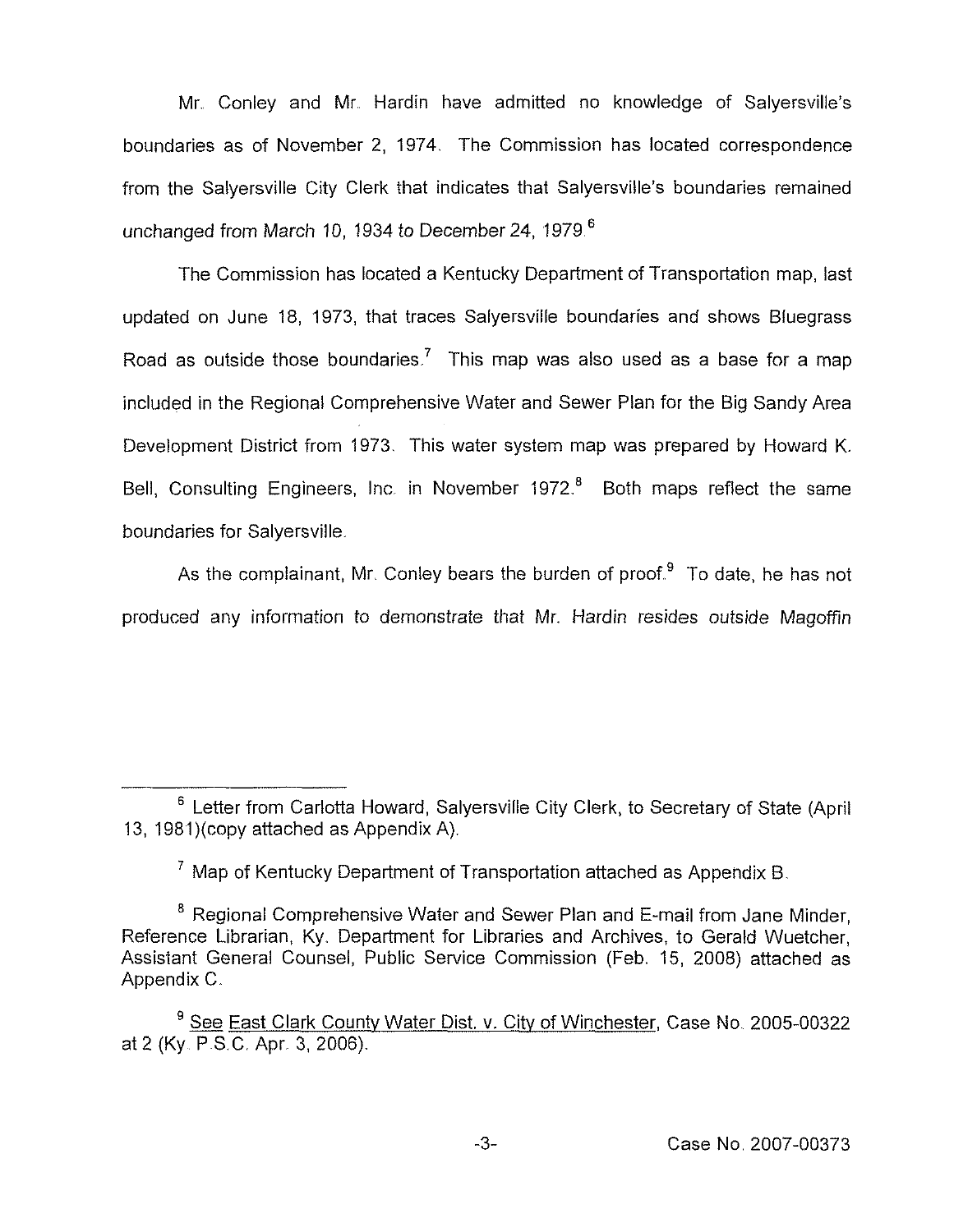Mr. Conley and Mr. Hardin have admitted no knowledge of Salyersville's boundaries as of November 2, 1974. The Commission has located correspondence from the Salyersville City Clerk that indicates that Salyersville's boundaries remained unchanged from March 10, 1934 to December 24, 1979.[6]

The Commission has located a Kentucky Department of Transportation map, last updated on June 18, 1973, that traces Salyersville boundaries and shows Bluegrass Road as outside those boundaries.[7] This map was also used as a base for a map included in the Regional Comprehensive Water and Sewer Plan for the Big Sandy Area Development District from 1973. This water system map was prepared by Howard K. Bell, Consulting Engineers, Inc. in November 1972.[8] Both maps reflect the same boundaries for Salyersville.

As the complainant, Mr. Conley bears the burden of proof.[9] To date, he has not produced any information to demonstrate that Mr. Hardin resides outside Magoffin

---

[6] Letter from Carlotta Howard, Salyersville City Clerk, to Secretary of State (April 13, 1981)(copy attached as Appendix A).

[7] Map of Kentucky Department of Transportation attached as Appendix B.

[8] Regional Comprehensive Water and Sewer Plan and E-mail from Jane Minder, Reference Librarian, Ky. Department for Libraries and Archives, to Gerald Wuetcher, Assistant General Counsel, Public Service Commission (Feb. 15, 2008) attached as Appendix C.

[9] See East Clark County Water Dist. v. City of Winchester, Case No. 2005-00322 at 2 (Ky. P.S.C. Apr. 3, 2006).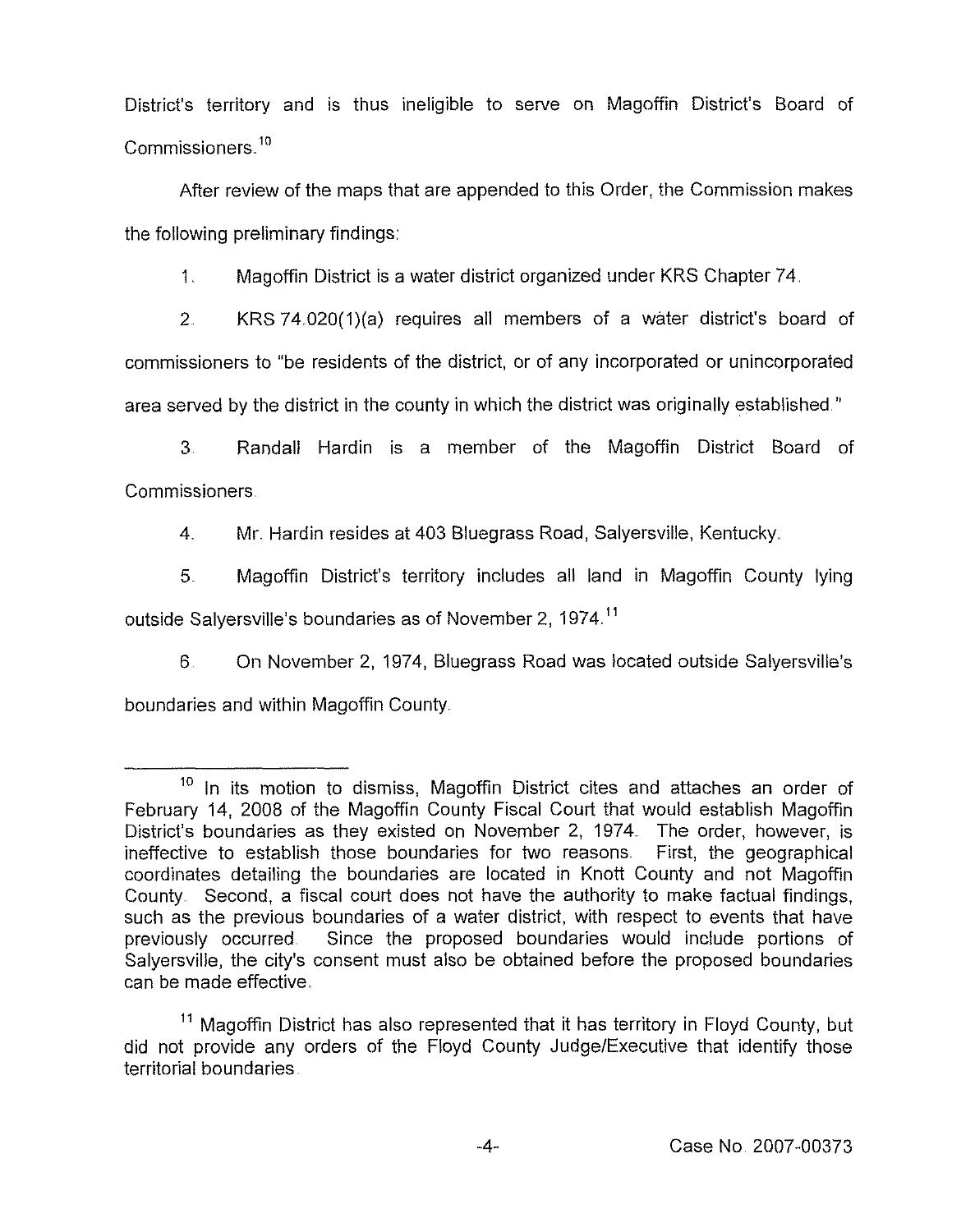District's territory and is thus ineligible to serve on Magoffin District's Board of Commissioners.[10]

After review of the maps that are appended to this Order, the Commission makes the following preliminary findings:

1. Magoffin District is a water district organized under KRS Chapter 74.

2. KRS 74.020(1)(a) requires all members of a water district's board of commissioners to "be residents of the district, or of any incorporated or unincorporated area served by the district in the county in which the district was originally established."

3. Randall Hardin is a member of the Magoffin District Board of Commissioners.

4. Mr. Hardin resides at 403 Bluegrass Road, Salyersville, Kentucky.

5. Magoffin District's territory includes all land in Magoffin County lying outside Salyersville's boundaries as of November 2, 1974.[11]

6. On November 2, 1974, Bluegrass Road was located outside Salyersville's boundaries and within Magoffin County.

---

[10] In its motion to dismiss, Magoffin District cites and attaches an order of February 14, 2008 of the Magoffin County Fiscal Court that would establish Magoffin District's boundaries as they existed on November 2, 1974. The order, however, is ineffective to establish those boundaries for two reasons. First, the geographical coordinates detailing the boundaries are located in Knott County and not Magoffin County. Second, a fiscal court does not have the authority to make factual findings, such as the previous boundaries of a water district, with respect to events that have previously occurred. Since the proposed boundaries would include portions of Salyersville, the city's consent must also be obtained before the proposed boundaries can be made effective.

[11] Magoffin District has also represented that it has territory in Floyd County, but did not provide any orders of the Floyd County Judge/Executive that identify those territorial boundaries.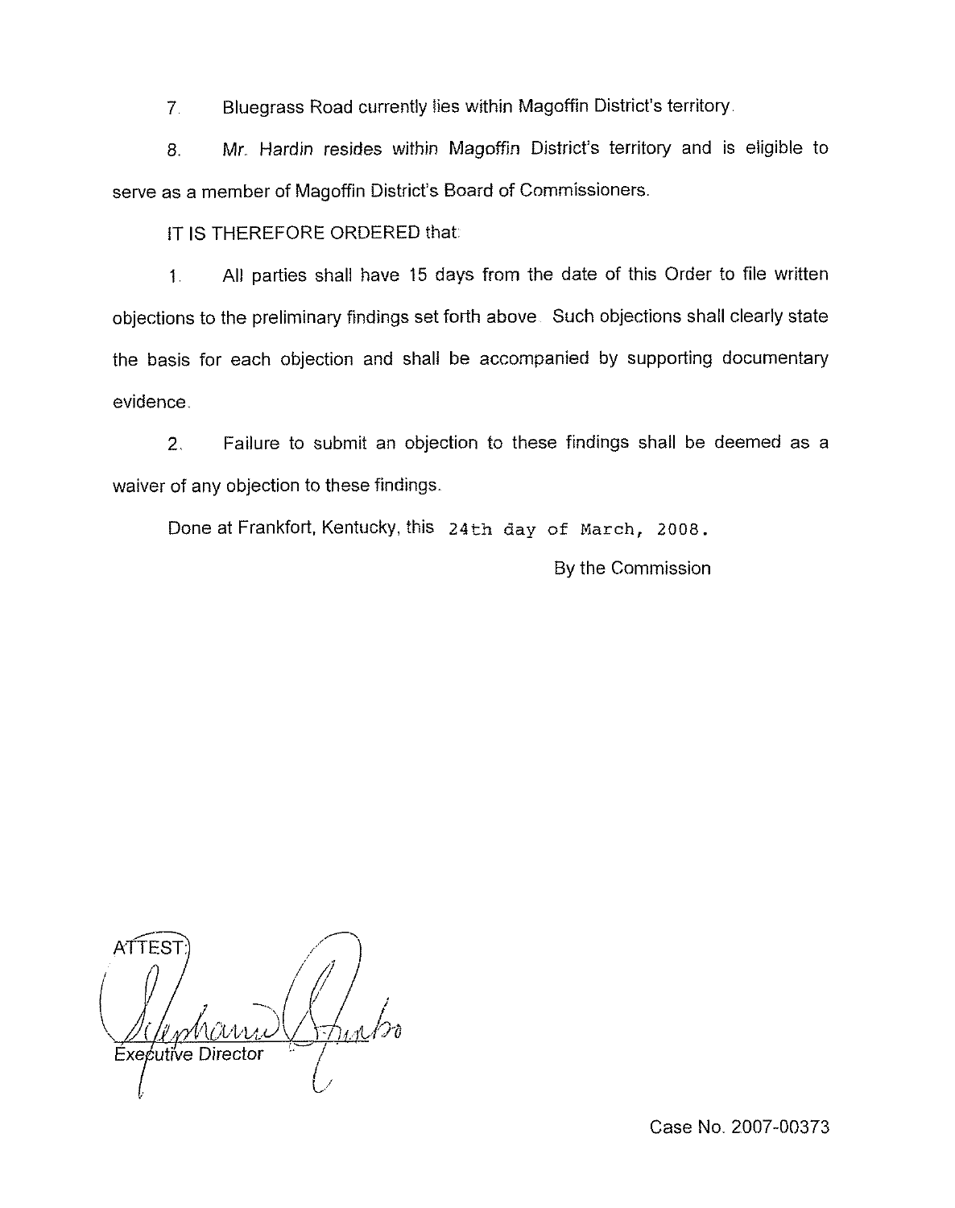7. Bluegrass Road currently lies within Magoffin District's territory.

8. Mr. Hardin resides within Magoffin District's territory and is eligible to serve as a member of Magoffin District's Board of Commissioners.

IT IS THEREFORE ORDERED that:

1. All parties shall have 15 days from the date of this Order to file written objections to the preliminary findings set forth above. Such objections shall clearly state the basis for each objection and shall be accompanied by supporting documentary evidence.

2. Failure to submit an objection to these findings shall be deemed as a waiver of any objection to these findings.

Done at Frankfort, Kentucky, this 24th day of March, 2008.

By the Commission

ATTEST:

Executive Director

Case No. 2007-00373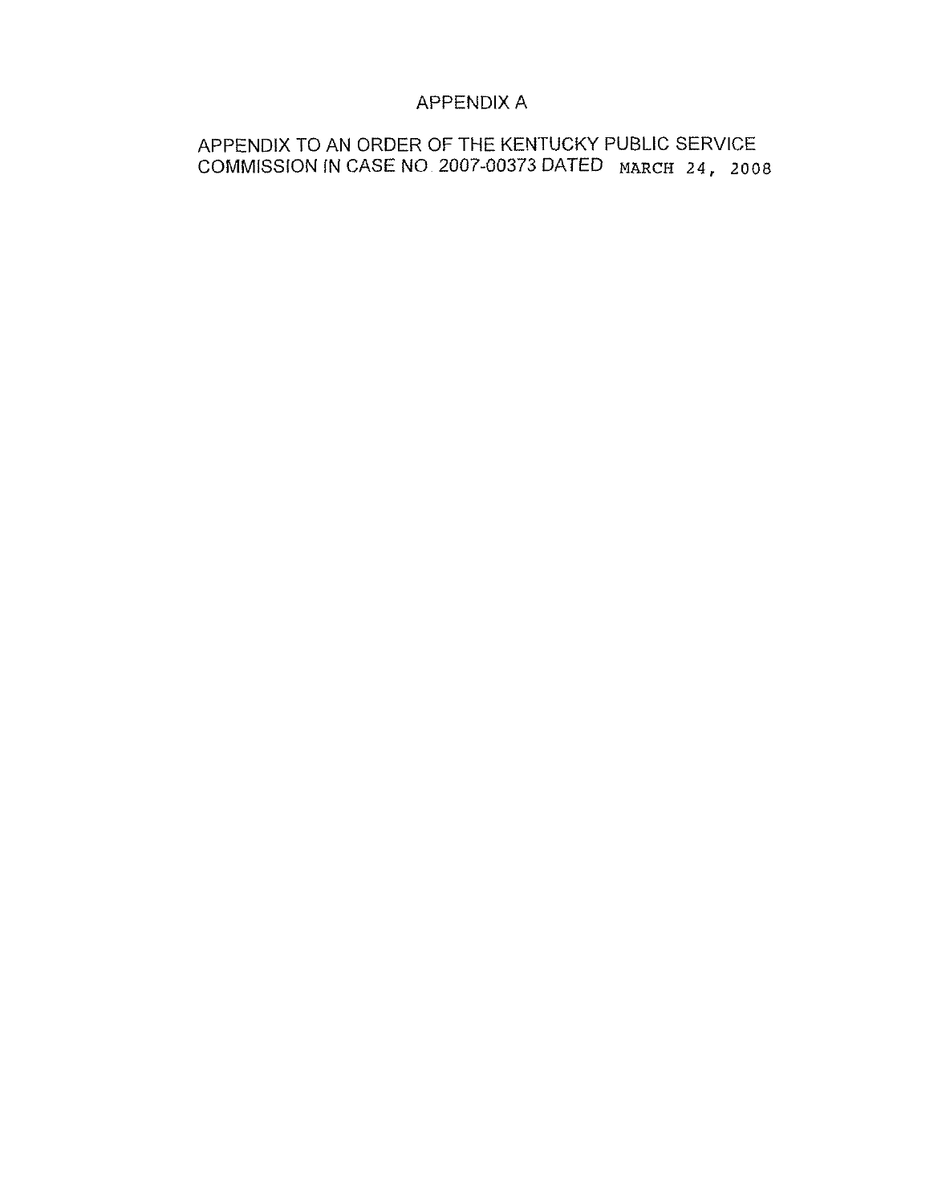# APPENDIX A

APPENDIX TO AN ORDER OF THE KENTUCKY PUBLIC SERVICE COMMISSION IN CASE NO. 2007-00373 DATED MARCH 24, 2008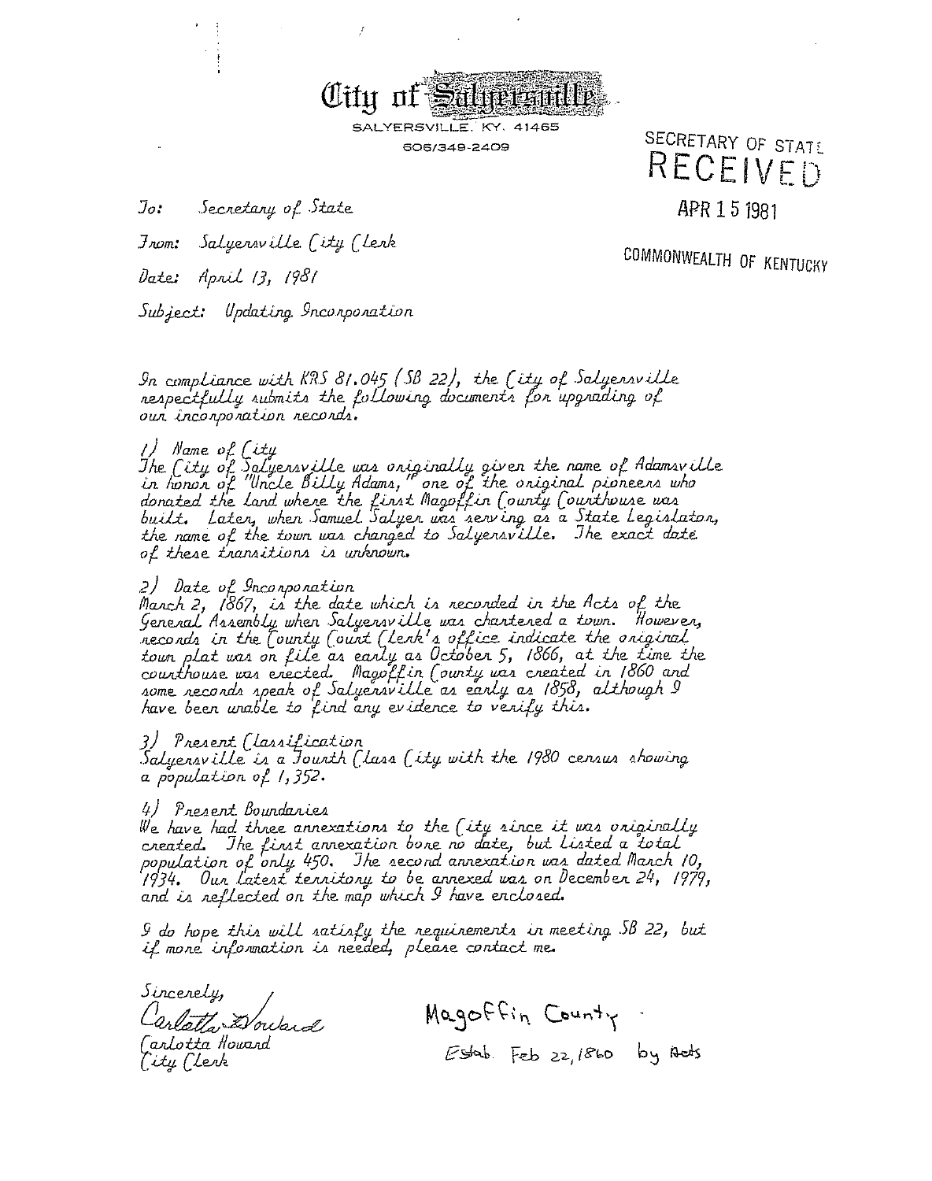# City of Salyersville

SALYERSVILLE, KY. 41465

606/349-2409

SECRETARY OF STATE
RECEIVED
APR 15 1981
COMMONWEALTH OF KENTUCKY

To: Secretary of State

From: Salyersville City Clerk

Date: April 13, 1981

Subject: Updating Incorporation

In compliance with KRS 81.045 (SB 22), the City of Salyersville respectfully submits the following documents for upgrading of our incorporation records.

1) Name of City
The City of Salyersville was originally given the name of Adamsville in honor of "Uncle Billy Adams," one of the original pioneers who donated the land where the first Magoffin County Courthouse was built. Later, when Samuel Salyer was serving as a State Legislator, the name of the town was changed to Salyersville. The exact date of these transitions is unknown.

2) Date of Incorporation
March 2, 1867, is the date which is recorded in the Acts of the General Assembly when Salyersville was chartered a town. However, records in the County Court Clerk's office indicate the original town plat was on file as early as October 5, 1866, at the time the courthouse was erected. Magoffin County was created in 1860 and some records speak of Salyersville as early as 1858, although I have been unable to find any evidence to verify this.

3) Present Classification
Salyersville is a Fourth Class City with the 1980 census showing a population of 1,352.

4) Present Boundaries
We have had three annexations to the City since it was originally created. The first annexation bore no date, but listed a total population of only 450. The second annexation was dated March 10, 1934. Our latest territory to be annexed was on December 24, 1979, and is reflected on the map which I have enclosed.

I do hope this will satisfy the requirements in meeting SB 22, but if more information is needed, please contact me.

Sincerely,

Carlotta Howard
Carlotta Howard
City Clerk

Magoffin County
Estab. Feb 22, 1860 by Acts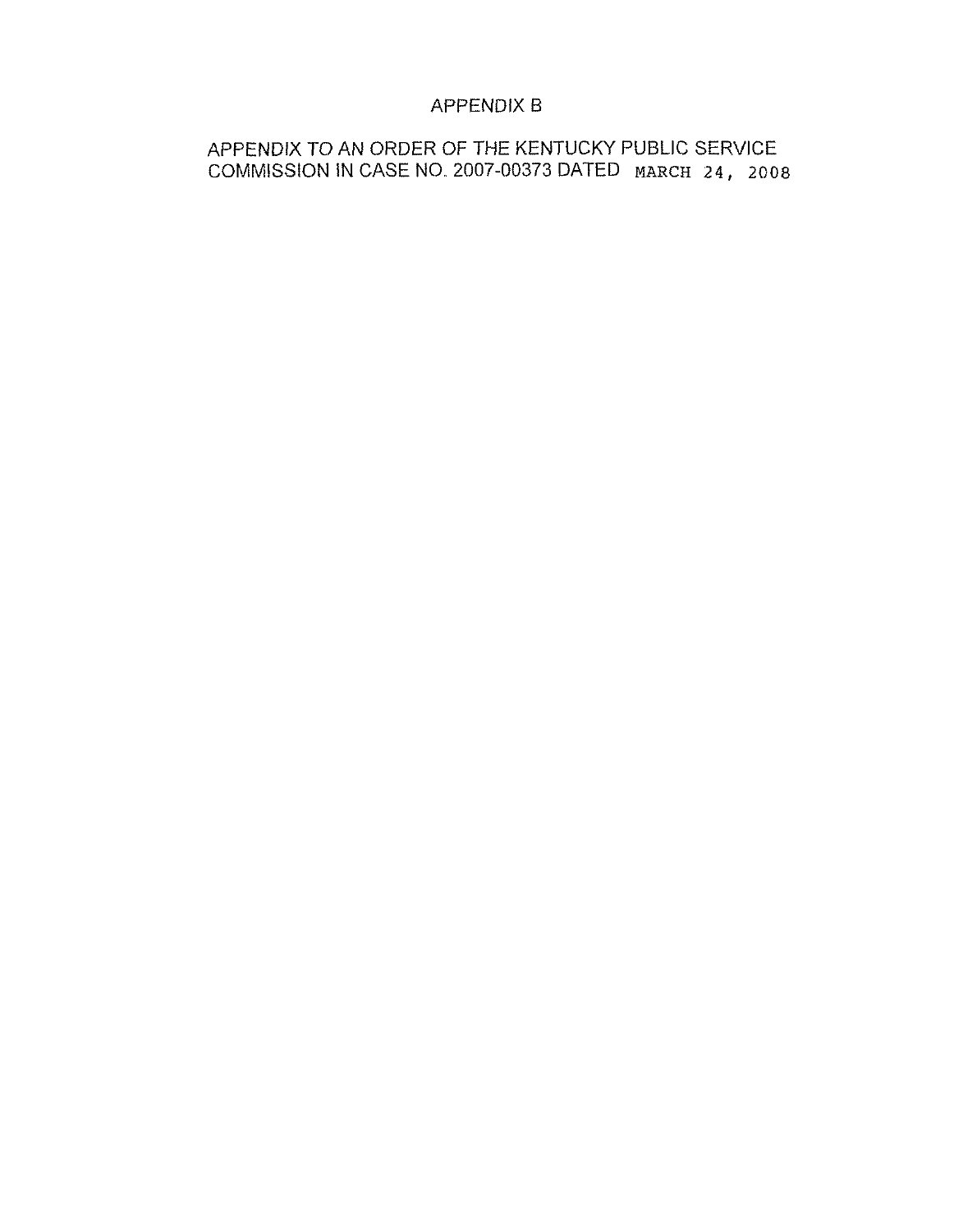# APPENDIX B

APPENDIX TO AN ORDER OF THE KENTUCKY PUBLIC SERVICE COMMISSION IN CASE NO. 2007-00373 DATED MARCH 24, 2008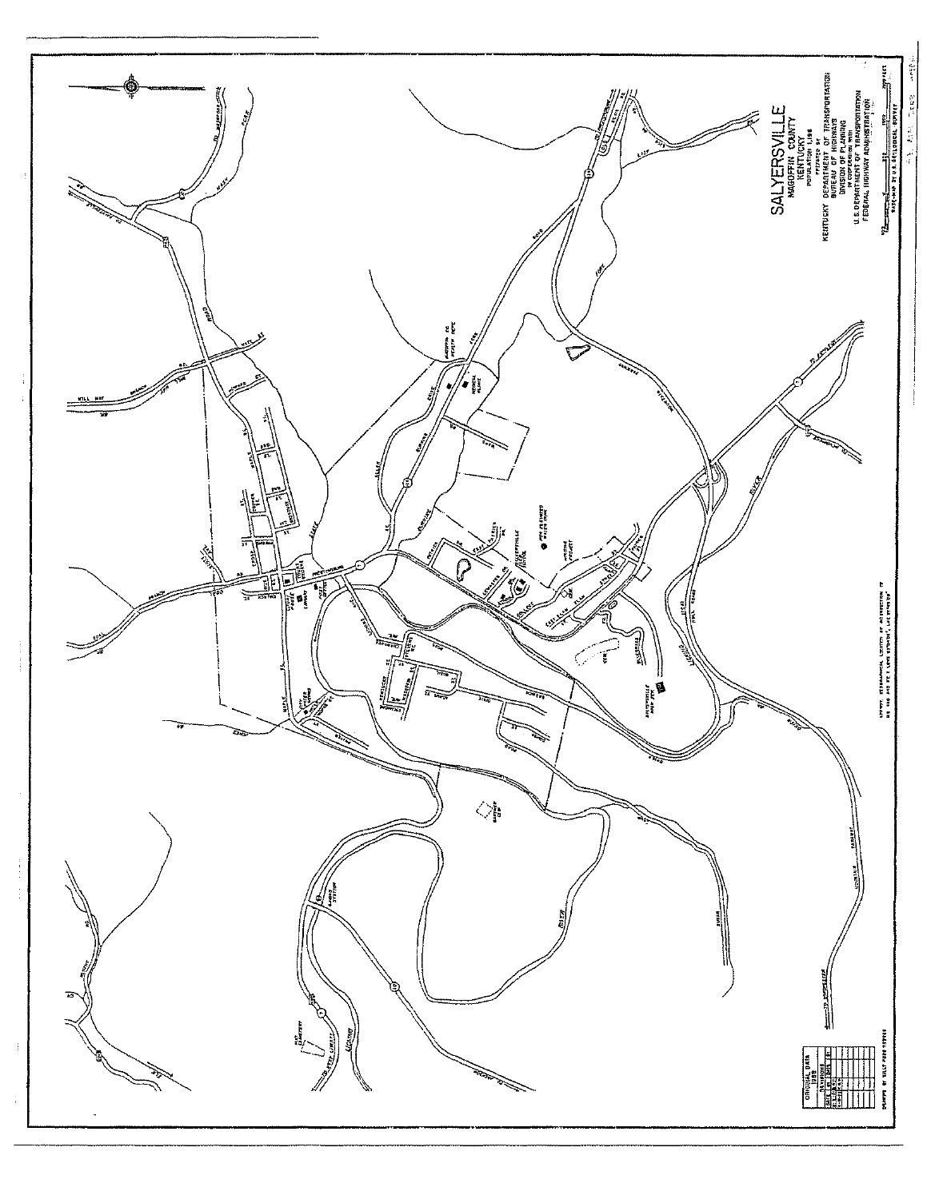# SALYERSVILLE

MAGOFFIN COUNTY

KENTUCKY

POPULATION 1,196

PREPARED BY

KENTUCKY DEPARTMENT OF TRANSPORTATION

BUREAU OF HIGHWAYS

DIVISION OF PLANNING

IN COOPERATION WITH

U.S. DEPARTMENT OF TRANSPORTATION

FEDERAL HIGHWAY ADMINISTRATION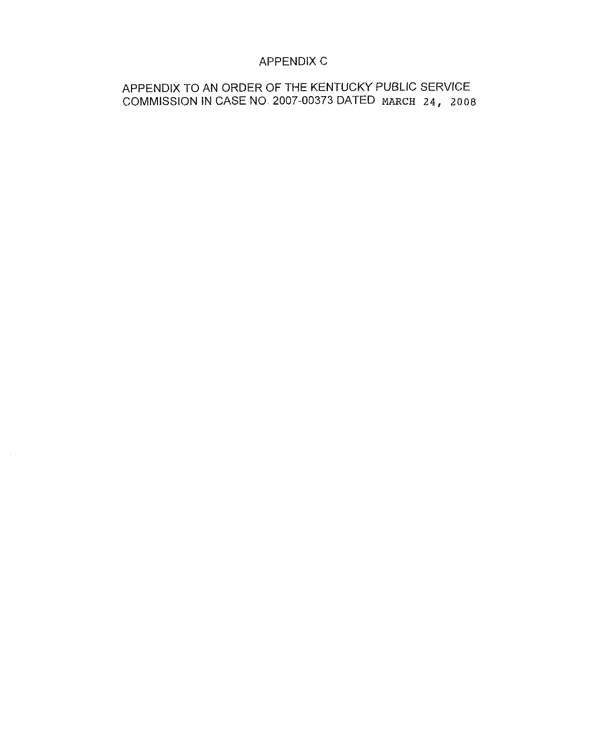# APPENDIX C

APPENDIX TO AN ORDER OF THE KENTUCKY PUBLIC SERVICE COMMISSION IN CASE NO. 2007-00373 DATED MARCH 24, 2008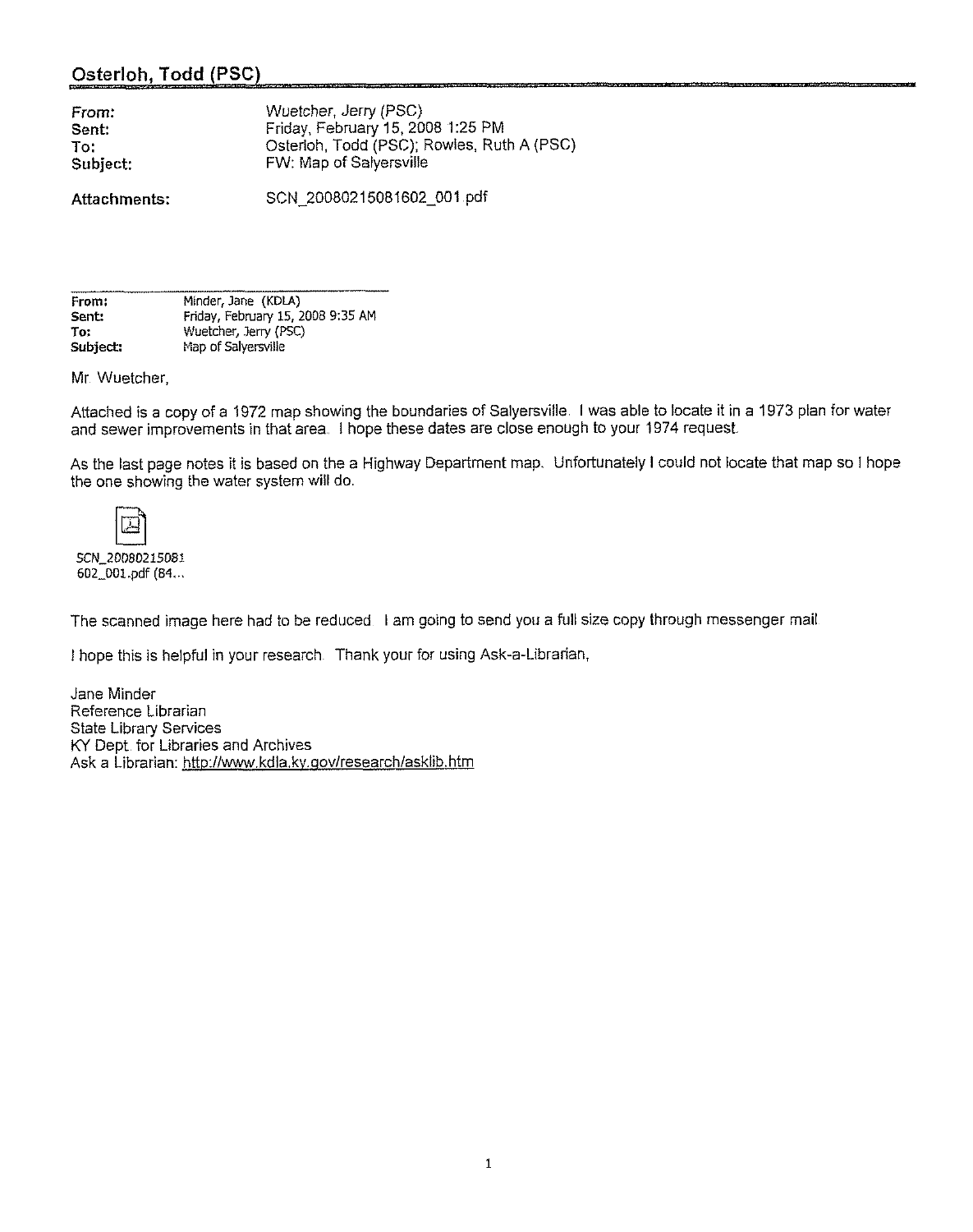## Osterloh, Todd (PSC)

| | |
|---|---|
| **From:** | Wuetcher, Jerry (PSC) |
| **Sent:** | Friday, February 15, 2008 1:25 PM |
| **To:** | Osterloh, Todd (PSC); Rowles, Ruth A (PSC) |
| **Subject:** | FW: Map of Salyersville |
| **Attachments:** | SCN_20080215081602_001.pdf |

---

**From:** Minder, Jane (KDLA)
**Sent:** Friday, February 15, 2008 9:35 AM
**To:** Wuetcher, Jerry (PSC)
**Subject:** Map of Salyersville

Mr. Wuetcher,

Attached is a copy of a 1972 map showing the boundaries of Salyersville. I was able to locate it in a 1973 plan for water and sewer improvements in that area. I hope these dates are close enough to your 1974 request.

As the last page notes it is based on the a Highway Department map. Unfortunately I could not locate that map so I hope the one showing the water system will do.

SCN_20080215081602_001.pdf (84...

The scanned image here had to be reduced. I am going to send you a full size copy through messenger mail.

I hope this is helpful in your research. Thank your for using Ask-a-Librarian,

Jane Minder
Reference Librarian
State Library Services
KY Dept. for Libraries and Archives
Ask a Librarian: http://www.kdla.ky.gov/research/asklib.htm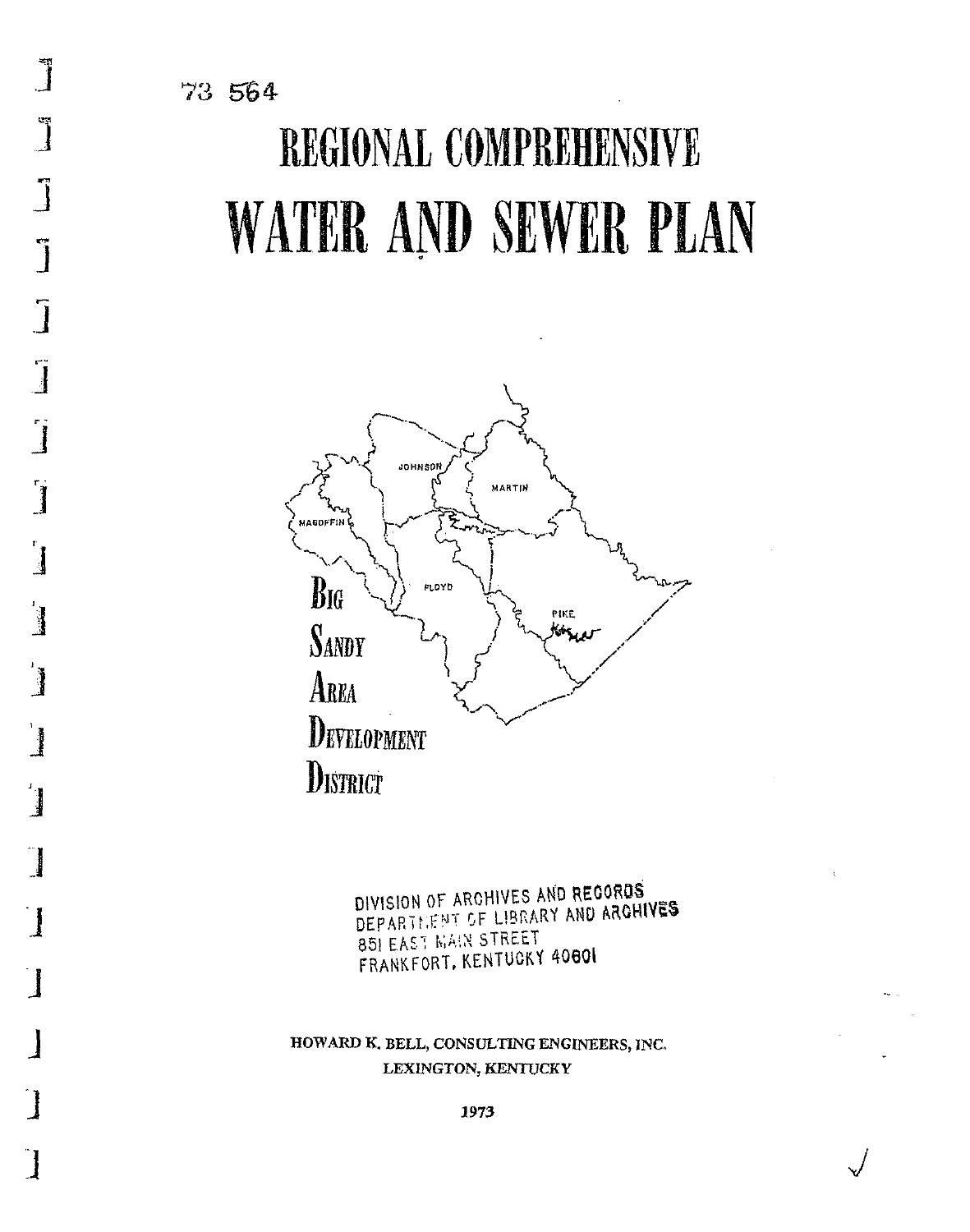73 564

# REGIONAL COMPREHENSIVE

# WATER AND SEWER PLAN

JOHNSON

MARTIN

MAGOFFIN

FLOYD

PIKE

**BIG SANDY AREA DEVELOPMENT DISTRICT**

DIVISION OF ARCHIVES AND RECORDS
DEPARTMENT OF LIBRARY AND ARCHIVES
851 EAST MAIN STREET
FRANKFORT, KENTUCKY 40601

HOWARD K. BELL, CONSULTING ENGINEERS, INC.
LEXINGTON, KENTUCKY

1973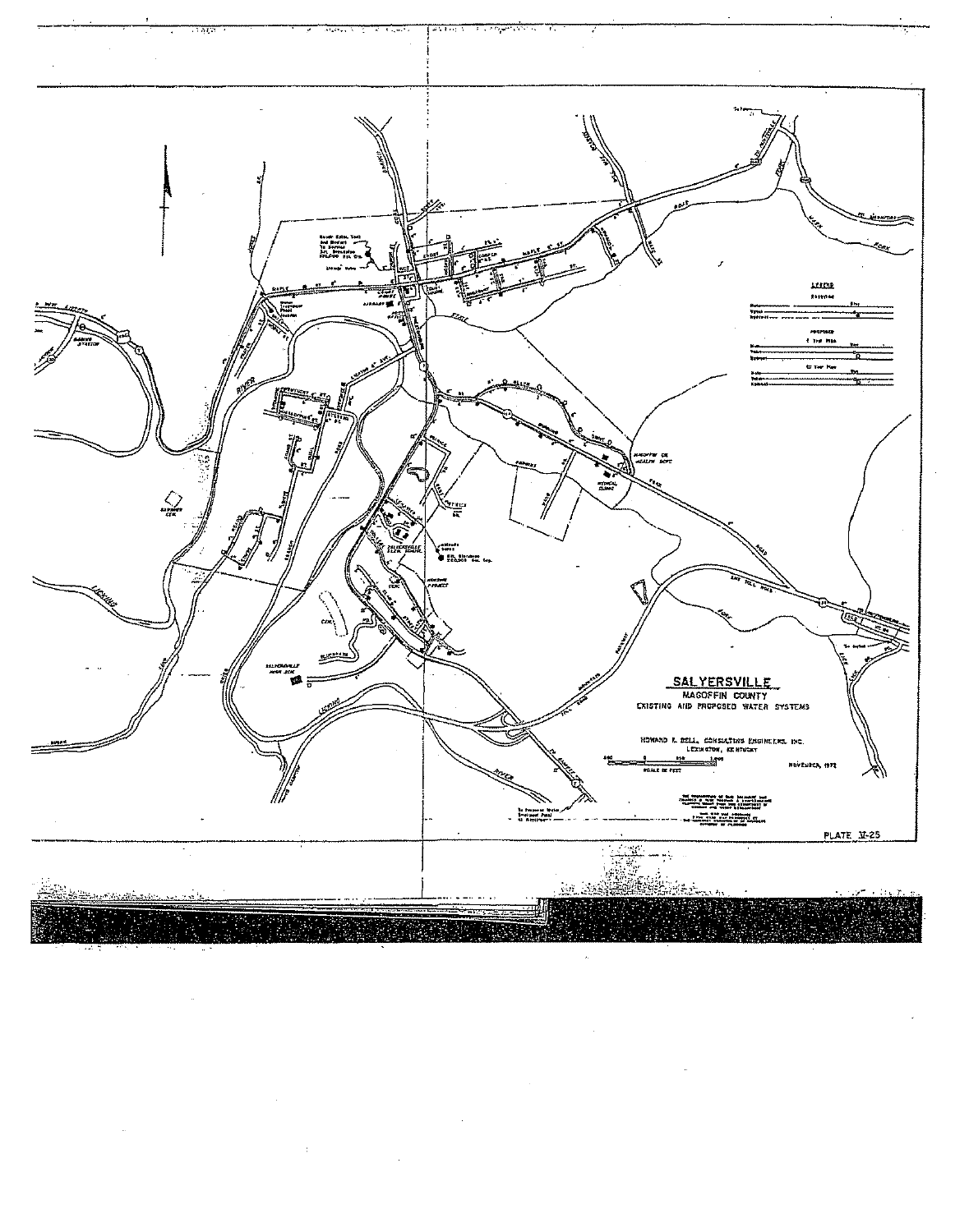**SALYERSVILLE**

MAGOFFIN COUNTY

EXISTING AND PROPOSED WATER SYSTEMS

HOWARD K. BELL, CONSULTING ENGINEERS INC.
LEXINGTON, KENTUCKY

NOVEMBER, 1972

PLATE V-25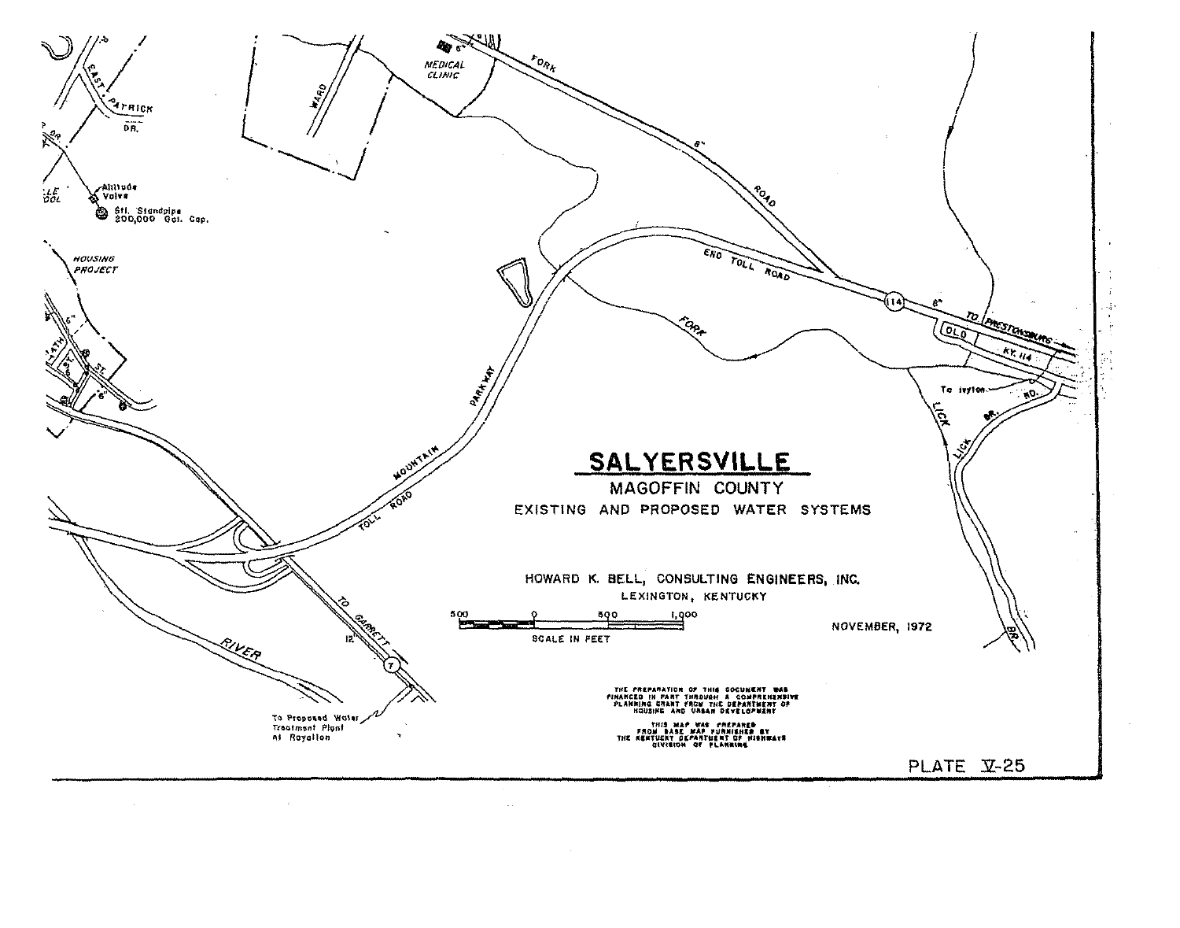# SALYERSVILLE

MAGOFFIN COUNTY

EXISTING AND PROPOSED WATER SYSTEMS

HOWARD K. BELL, CONSULTING ENGINEERS, INC.

LEXINGTON, KENTUCKY

500 0 500 1,000

SCALE IN FEET

NOVEMBER, 1972

THE PREPARATION OF THIS DOCUMENT WAS FINANCED IN PART THROUGH A COMPREHENSIVE PLANNING GRANT FROM THE DEPARTMENT OF HOUSING AND URBAN DEVELOPMENT

THIS MAP WAS PREPARED FROM BASE MAP FURNISHED BY THE KENTUCKY DEPARTMENT OF HIGHWAYS DIVISION OF PLANNING

PLATE V-25

MEDICAL CLINIC

FORK ROAD

8"

WARD

EAST PATRICK DR.

Altitude Valve

Stl. Standpipe 200,000 Gal. Cap.

HOUSING PROJECT

6"

ST.

END TOLL ROAD

114

TO PRESTONSBURG

OLD KY. 114

To Ivyton

LICK BR. RD.

LICK BR.

FORK

MOUNTAIN PARKWAY TOLL ROAD

TO GARRETT

12"

7

RIVER

To Proposed Water Treatment Plant at Royalton